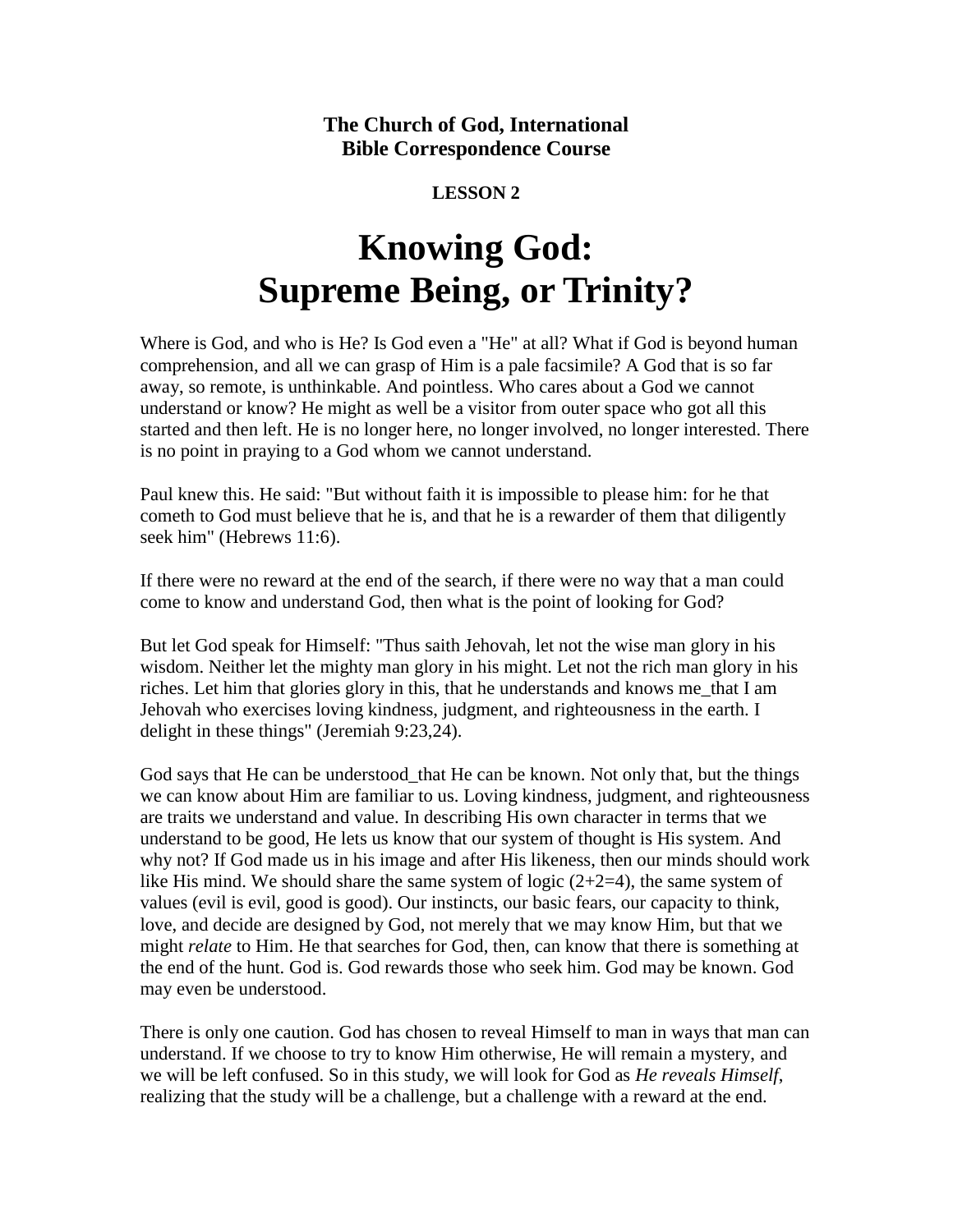**The Church of God, International**
**Bible Correspondence Course**

**LESSON 2**

# Knowing God: Supreme Being, or Trinity?

Where is God, and who is He? Is God even a "He" at all? What if God is beyond human comprehension, and all we can grasp of Him is a pale facsimile? A God that is so far away, so remote, is unthinkable. And pointless. Who cares about a God we cannot understand or know? He might as well be a visitor from outer space who got all this started and then left. He is no longer here, no longer involved, no longer interested. There is no point in praying to a God whom we cannot understand.

Paul knew this. He said: "But without faith it is impossible to please him: for he that cometh to God must believe that he is, and that he is a rewarder of them that diligently seek him" (Hebrews 11:6).

If there were no reward at the end of the search, if there were no way that a man could come to know and understand God, then what is the point of looking for God?

But let God speak for Himself: "Thus saith Jehovah, let not the wise man glory in his wisdom. Neither let the mighty man glory in his might. Let not the rich man glory in his riches. Let him that glories glory in this, that he understands and knows me_that I am Jehovah who exercises loving kindness, judgment, and righteousness in the earth. I delight in these things" (Jeremiah 9:23,24).

God says that He can be understood_that He can be known. Not only that, but the things we can know about Him are familiar to us. Loving kindness, judgment, and righteousness are traits we understand and value. In describing His own character in terms that we understand to be good, He lets us know that our system of thought is His system. And why not? If God made us in his image and after His likeness, then our minds should work like His mind. We should share the same system of logic (2+2=4), the same system of values (evil is evil, good is good). Our instincts, our basic fears, our capacity to think, love, and decide are designed by God, not merely that we may know Him, but that we might *relate* to Him. He that searches for God, then, can know that there is something at the end of the hunt. God is. God rewards those who seek him. God may be known. God may even be understood.

There is only one caution. God has chosen to reveal Himself to man in ways that man can understand. If we choose to try to know Him otherwise, He will remain a mystery, and we will be left confused. So in this study, we will look for God as *He reveals Himself*, realizing that the study will be a challenge, but a challenge with a reward at the end.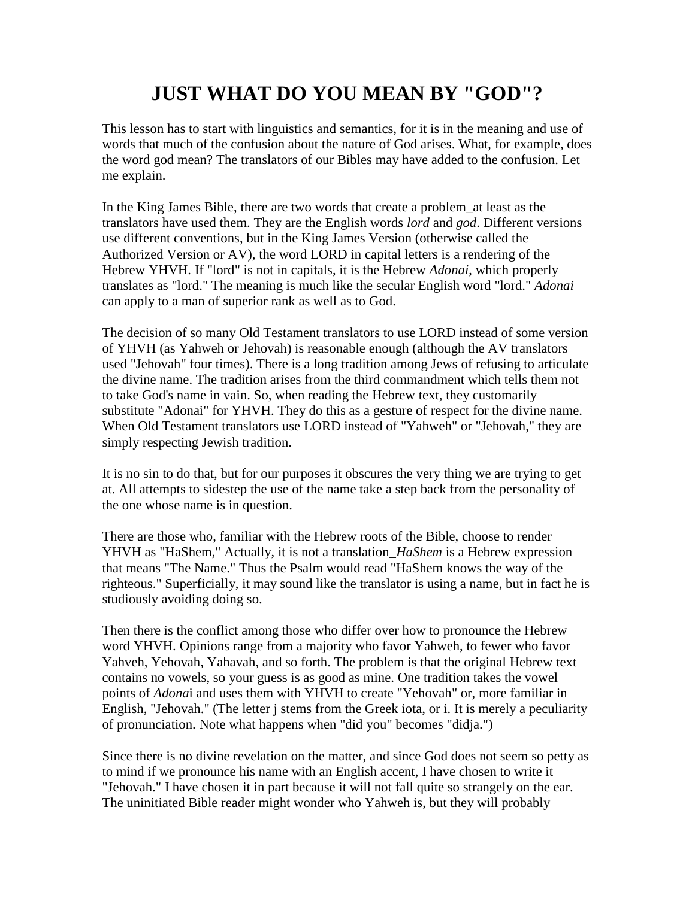# JUST WHAT DO YOU MEAN BY "GOD"?

This lesson has to start with linguistics and semantics, for it is in the meaning and use of words that much of the confusion about the nature of God arises. What, for example, does the word god mean? The translators of our Bibles may have added to the confusion. Let me explain.

In the King James Bible, there are two words that create a problem_at least as the translators have used them. They are the English words *lord* and *god*. Different versions use different conventions, but in the King James Version (otherwise called the Authorized Version or AV), the word LORD in capital letters is a rendering of the Hebrew YHVH. If "lord" is not in capitals, it is the Hebrew *Adonai*, which properly translates as "lord." The meaning is much like the secular English word "lord." *Adonai* can apply to a man of superior rank as well as to God.

The decision of so many Old Testament translators to use LORD instead of some version of YHVH (as Yahweh or Jehovah) is reasonable enough (although the AV translators used "Jehovah" four times). There is a long tradition among Jews of refusing to articulate the divine name. The tradition arises from the third commandment which tells them not to take God's name in vain. So, when reading the Hebrew text, they customarily substitute "Adonai" for YHVH. They do this as a gesture of respect for the divine name. When Old Testament translators use LORD instead of "Yahweh" or "Jehovah," they are simply respecting Jewish tradition.

It is no sin to do that, but for our purposes it obscures the very thing we are trying to get at. All attempts to sidestep the use of the name take a step back from the personality of the one whose name is in question.

There are those who, familiar with the Hebrew roots of the Bible, choose to render YHVH as "HaShem," Actually, it is not a translation_*HaShem* is a Hebrew expression that means "The Name." Thus the Psalm would read "HaShem knows the way of the righteous." Superficially, it may sound like the translator is using a name, but in fact he is studiously avoiding doing so.

Then there is the conflict among those who differ over how to pronounce the Hebrew word YHVH. Opinions range from a majority who favor Yahweh, to fewer who favor Yahveh, Yehovah, Yahavah, and so forth. The problem is that the original Hebrew text contains no vowels, so your guess is as good as mine. One tradition takes the vowel points of *Adona*i and uses them with YHVH to create "Yehovah" or, more familiar in English, "Jehovah." (The letter j stems from the Greek iota, or i. It is merely a peculiarity of pronunciation. Note what happens when "did you" becomes "didja.")

Since there is no divine revelation on the matter, and since God does not seem so petty as to mind if we pronounce his name with an English accent, I have chosen to write it "Jehovah." I have chosen it in part because it will not fall quite so strangely on the ear. The uninitiated Bible reader might wonder who Yahweh is, but they will probably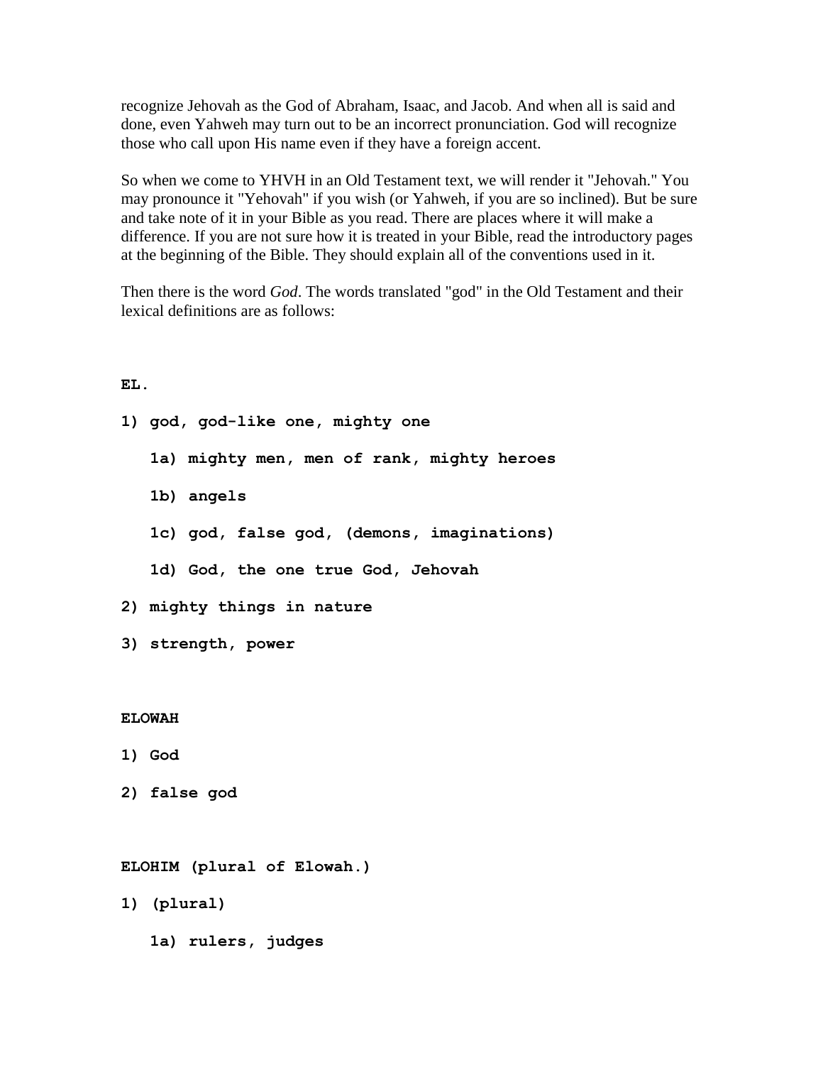recognize Jehovah as the God of Abraham, Isaac, and Jacob. And when all is said and done, even Yahweh may turn out to be an incorrect pronunciation. God will recognize those who call upon His name even if they have a foreign accent.

So when we come to YHVH in an Old Testament text, we will render it "Jehovah." You may pronounce it "Yehovah" if you wish (or Yahweh, if you are so inclined). But be sure and take note of it in your Bible as you read. There are places where it will make a difference. If you are not sure how it is treated in your Bible, read the introductory pages at the beginning of the Bible. They should explain all of the conventions used in it.

Then there is the word *God*. The words translated "god" in the Old Testament and their lexical definitions are as follows:

**EL.**

**1) god, god-like one, mighty one**

**1a) mighty men, men of rank, mighty heroes**

**1b) angels**

**1c) god, false god, (demons, imaginations)**

**1d) God, the one true God, Jehovah**

**2) mighty things in nature**

**3) strength, power**

**ELOWAH**

**1) God**

**2) false god**

**ELOHIM (plural of Elowah.)**

**1) (plural)**

**1a) rulers, judges**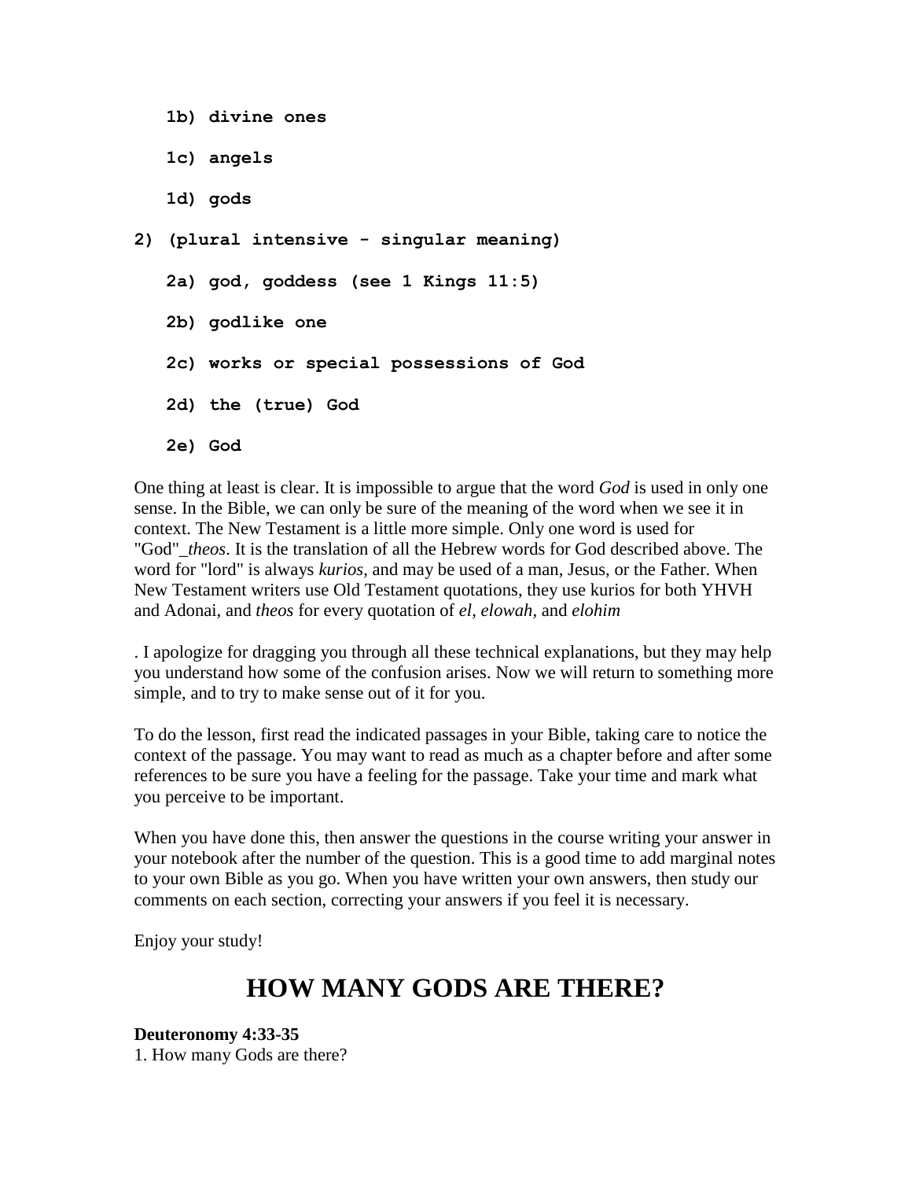**1b) divine ones**

**1c) angels**

**1d) gods**

**2) (plural intensive - singular meaning)**

**2a) god, goddess (see 1 Kings 11:5)**

**2b) godlike one**

**2c) works or special possessions of God**

**2d) the (true) God**

**2e) God**

One thing at least is clear. It is impossible to argue that the word *God* is used in only one sense. In the Bible, we can only be sure of the meaning of the word when we see it in context. The New Testament is a little more simple. Only one word is used for "God"_*theos*. It is the translation of all the Hebrew words for God described above. The word for "lord" is always *kurios*, and may be used of a man, Jesus, or the Father. When New Testament writers use Old Testament quotations, they use kurios for both YHVH and Adonai, and *theos* for every quotation of *el*, *elowah*, and *elohim*

. I apologize for dragging you through all these technical explanations, but they may help you understand how some of the confusion arises. Now we will return to something more simple, and to try to make sense out of it for you.

To do the lesson, first read the indicated passages in your Bible, taking care to notice the context of the passage. You may want to read as much as a chapter before and after some references to be sure you have a feeling for the passage. Take your time and mark what you perceive to be important.

When you have done this, then answer the questions in the course writing your answer in your notebook after the number of the question. This is a good time to add marginal notes to your own Bible as you go. When you have written your own answers, then study our comments on each section, correcting your answers if you feel it is necessary.

Enjoy your study!

# HOW MANY GODS ARE THERE?

**Deuteronomy 4:33-35**
1. How many Gods are there?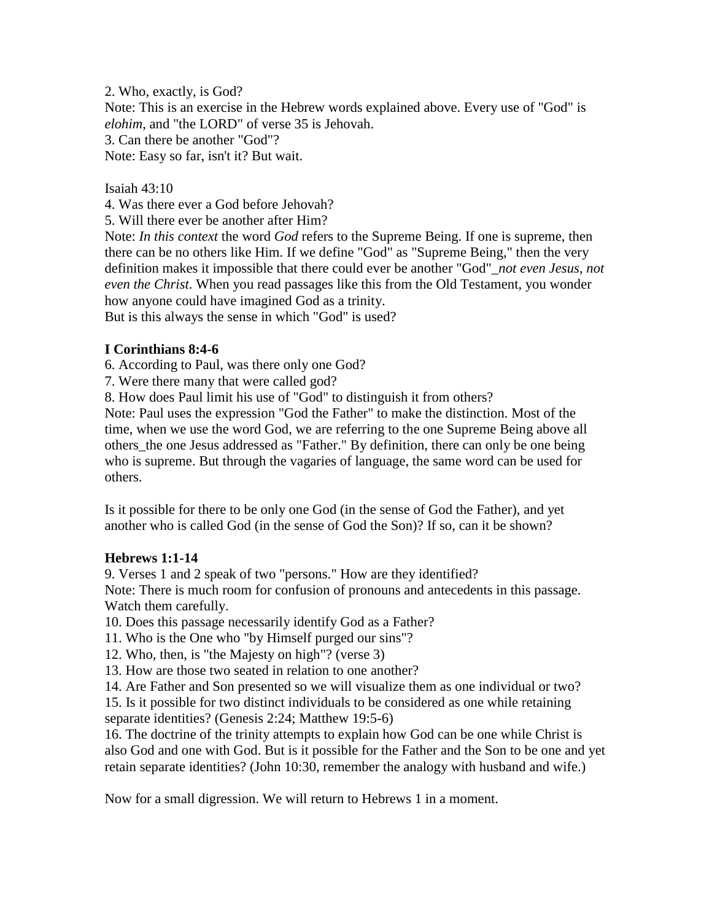2. Who, exactly, is God?

Note: This is an exercise in the Hebrew words explained above. Every use of "God" is *elohim*, and "the LORD" of verse 35 is Jehovah.

3. Can there be another "God"?

Note: Easy so far, isn't it? But wait.

Isaiah 43:10

4. Was there ever a God before Jehovah?

5. Will there ever be another after Him?

Note: *In this context* the word *God* refers to the Supreme Being. If one is supreme, then there can be no others like Him. If we define "God" as "Supreme Being," then the very definition makes it impossible that there could ever be another "God"_*not even Jesus, not even the Christ*. When you read passages like this from the Old Testament, you wonder how anyone could have imagined God as a trinity.

But is this always the sense in which "God" is used?

**I Corinthians 8:4-6**

6. According to Paul, was there only one God?

7. Were there many that were called god?

8. How does Paul limit his use of "God" to distinguish it from others?

Note: Paul uses the expression "God the Father" to make the distinction. Most of the time, when we use the word God, we are referring to the one Supreme Being above all others_the one Jesus addressed as "Father." By definition, there can only be one being who is supreme. But through the vagaries of language, the same word can be used for others.

Is it possible for there to be only one God (in the sense of God the Father), and yet another who is called God (in the sense of God the Son)? If so, can it be shown?

**Hebrews 1:1-14**

9. Verses 1 and 2 speak of two "persons." How are they identified?

Note: There is much room for confusion of pronouns and antecedents in this passage. Watch them carefully.

10. Does this passage necessarily identify God as a Father?

11. Who is the One who "by Himself purged our sins"?

12. Who, then, is "the Majesty on high"? (verse 3)

13. How are those two seated in relation to one another?

14. Are Father and Son presented so we will visualize them as one individual or two?

15. Is it possible for two distinct individuals to be considered as one while retaining separate identities? (Genesis 2:24; Matthew 19:5-6)

16. The doctrine of the trinity attempts to explain how God can be one while Christ is also God and one with God. But is it possible for the Father and the Son to be one and yet retain separate identities? (John 10:30, remember the analogy with husband and wife.)

Now for a small digression. We will return to Hebrews 1 in a moment.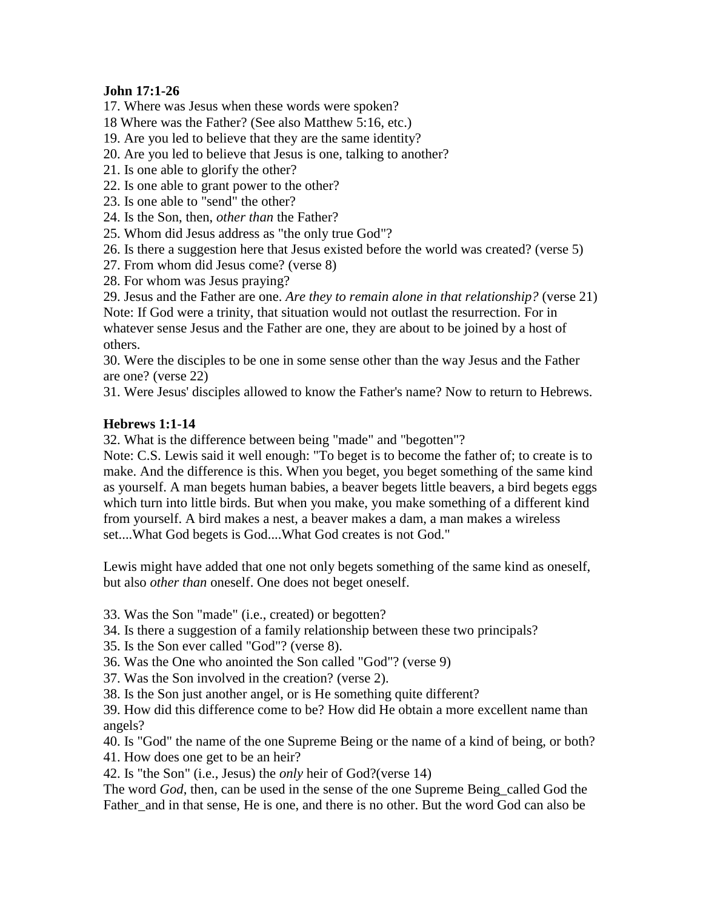**John 17:1-26**

17. Where was Jesus when these words were spoken?
18 Where was the Father? (See also Matthew 5:16, etc.)
19. Are you led to believe that they are the same identity?
20. Are you led to believe that Jesus is one, talking to another?
21. Is one able to glorify the other?
22. Is one able to grant power to the other?
23. Is one able to "send" the other?
24. Is the Son, then, *other than* the Father?
25. Whom did Jesus address as "the only true God"?
26. Is there a suggestion here that Jesus existed before the world was created? (verse 5)
27. From whom did Jesus come? (verse 8)
28. For whom was Jesus praying?
29. Jesus and the Father are one. *Are they to remain alone in that relationship?* (verse 21)
Note: If God were a trinity, that situation would not outlast the resurrection. For in whatever sense Jesus and the Father are one, they are about to be joined by a host of others.
30. Were the disciples to be one in some sense other than the way Jesus and the Father are one? (verse 22)
31. Were Jesus' disciples allowed to know the Father's name? Now to return to Hebrews.

**Hebrews 1:1-14**

32. What is the difference between being "made" and "begotten"?
Note: C.S. Lewis said it well enough: "To beget is to become the father of; to create is to make. And the difference is this. When you beget, you beget something of the same kind as yourself. A man begets human babies, a beaver begets little beavers, a bird begets eggs which turn into little birds. But when you make, you make something of a different kind from yourself. A bird makes a nest, a beaver makes a dam, a man makes a wireless set....What God begets is God....What God creates is not God."

Lewis might have added that one not only begets something of the same kind as oneself, but also *other than* oneself. One does not beget oneself.

33. Was the Son "made" (i.e., created) or begotten?
34. Is there a suggestion of a family relationship between these two principals?
35. Is the Son ever called "God"? (verse 8).
36. Was the One who anointed the Son called "God"? (verse 9)
37. Was the Son involved in the creation? (verse 2).
38. Is the Son just another angel, or is He something quite different?
39. How did this difference come to be? How did He obtain a more excellent name than angels?
40. Is "God" the name of the one Supreme Being or the name of a kind of being, or both?
41. How does one get to be an heir?
42. Is "the Son" (i.e., Jesus) the *only* heir of God?(verse 14)

The word *God*, then, can be used in the sense of the one Supreme Being_called God the Father_and in that sense, He is one, and there is no other. But the word God can also be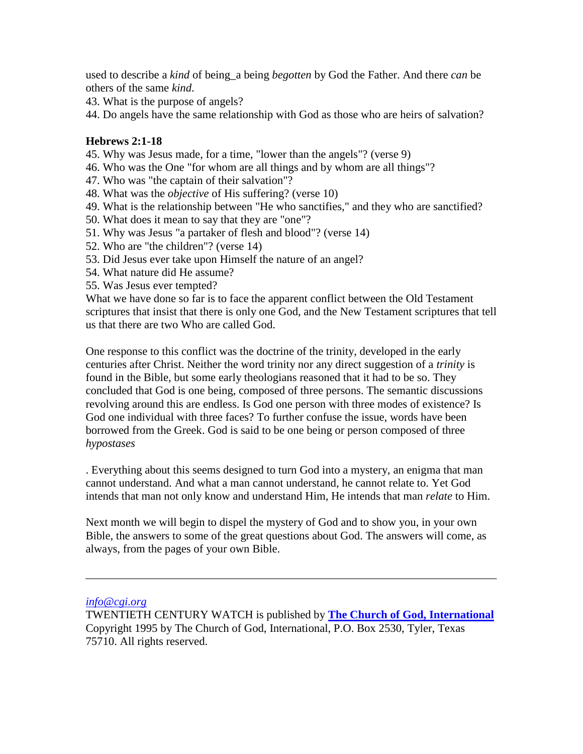used to describe a *kind* of being_a being *begotten* by God the Father. And there *can* be others of the same *kind*.

43. What is the purpose of angels?
44. Do angels have the same relationship with God as those who are heirs of salvation?

**Hebrews 2:1-18**

45. Why was Jesus made, for a time, "lower than the angels"? (verse 9)
46. Who was the One "for whom are all things and by whom are all things"?
47. Who was "the captain of their salvation"?
48. What was the *objective* of His suffering? (verse 10)
49. What is the relationship between "He who sanctifies," and they who are sanctified?
50. What does it mean to say that they are "one"?
51. Why was Jesus "a partaker of flesh and blood"? (verse 14)
52. Who are "the children"? (verse 14)
53. Did Jesus ever take upon Himself the nature of an angel?
54. What nature did He assume?
55. Was Jesus ever tempted?

What we have done so far is to face the apparent conflict between the Old Testament scriptures that insist that there is only one God, and the New Testament scriptures that tell us that there are two Who are called God.

One response to this conflict was the doctrine of the trinity, developed in the early centuries after Christ. Neither the word trinity nor any direct suggestion of a *trinity* is found in the Bible, but some early theologians reasoned that it had to be so. They concluded that God is one being, composed of three persons. The semantic discussions revolving around this are endless. Is God one person with three modes of existence? Is God one individual with three faces? To further confuse the issue, words have been borrowed from the Greek. God is said to be one being or person composed of three *hypostases*

. Everything about this seems designed to turn God into a mystery, an enigma that man cannot understand. And what a man cannot understand, he cannot relate to. Yet God intends that man not only know and understand Him, He intends that man *relate* to Him.

Next month we will begin to dispel the mystery of God and to show you, in your own Bible, the answers to some of the great questions about God. The answers will come, as always, from the pages of your own Bible.

---

*info@cgi.org*

TWENTIETH CENTURY WATCH is published by **The Church of God, International**
Copyright 1995 by The Church of God, International, P.O. Box 2530, Tyler, Texas 75710. All rights reserved.